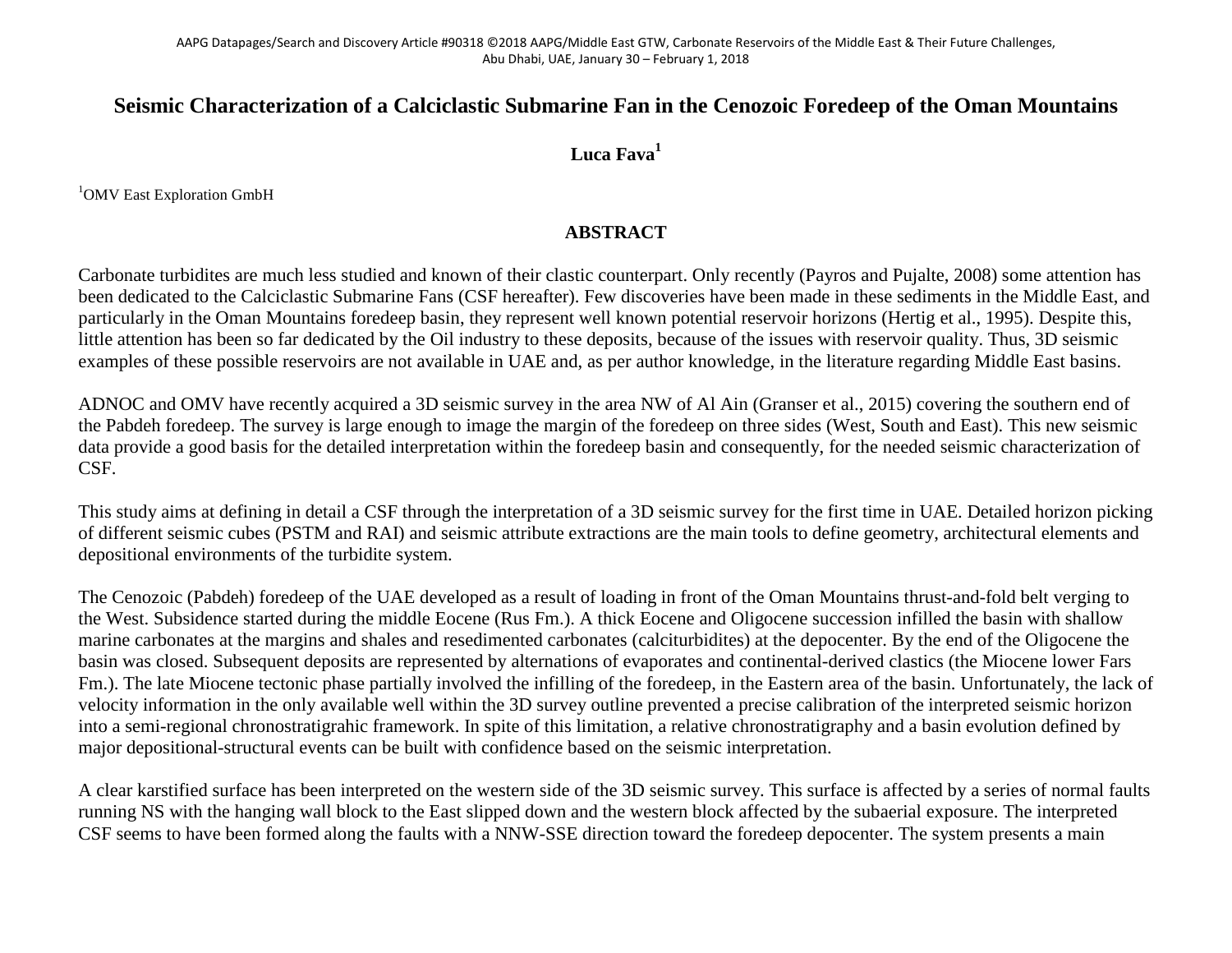# Seismic Characterization of a Calciclastic Submarine Fan in the Cenozoic Foredeep of the Oman Mountains

**Luca Fava**[1]

[1]OMV East Exploration GmbH

## ABSTRACT

Carbonate turbidites are much less studied and known of their clastic counterpart. Only recently (Payros and Pujalte, 2008) some attention has been dedicated to the Calciclastic Submarine Fans (CSF hereafter). Few discoveries have been made in these sediments in the Middle East, and particularly in the Oman Mountains foredeep basin, they represent well known potential reservoir horizons (Hertig et al., 1995). Despite this, little attention has been so far dedicated by the Oil industry to these deposits, because of the issues with reservoir quality. Thus, 3D seismic examples of these possible reservoirs are not available in UAE and, as per author knowledge, in the literature regarding Middle East basins.

ADNOC and OMV have recently acquired a 3D seismic survey in the area NW of Al Ain (Granser et al., 2015) covering the southern end of the Pabdeh foredeep. The survey is large enough to image the margin of the foredeep on three sides (West, South and East). This new seismic data provide a good basis for the detailed interpretation within the foredeep basin and consequently, for the needed seismic characterization of CSF.

This study aims at defining in detail a CSF through the interpretation of a 3D seismic survey for the first time in UAE. Detailed horizon picking of different seismic cubes (PSTM and RAI) and seismic attribute extractions are the main tools to define geometry, architectural elements and depositional environments of the turbidite system.

The Cenozoic (Pabdeh) foredeep of the UAE developed as a result of loading in front of the Oman Mountains thrust-and-fold belt verging to the West. Subsidence started during the middle Eocene (Rus Fm.). A thick Eocene and Oligocene succession infilled the basin with shallow marine carbonates at the margins and shales and resedimented carbonates (calciturbidites) at the depocenter. By the end of the Oligocene the basin was closed. Subsequent deposits are represented by alternations of evaporates and continental-derived clastics (the Miocene lower Fars Fm.). The late Miocene tectonic phase partially involved the infilling of the foredeep, in the Eastern area of the basin. Unfortunately, the lack of velocity information in the only available well within the 3D survey outline prevented a precise calibration of the interpreted seismic horizon into a semi-regional chronostratigrahic framework. In spite of this limitation, a relative chronostratigraphy and a basin evolution defined by major depositional-structural events can be built with confidence based on the seismic interpretation.

A clear karstified surface has been interpreted on the western side of the 3D seismic survey. This surface is affected by a series of normal faults running NS with the hanging wall block to the East slipped down and the western block affected by the subaerial exposure. The interpreted CSF seems to have been formed along the faults with a NNW-SSE direction toward the foredeep depocenter. The system presents a main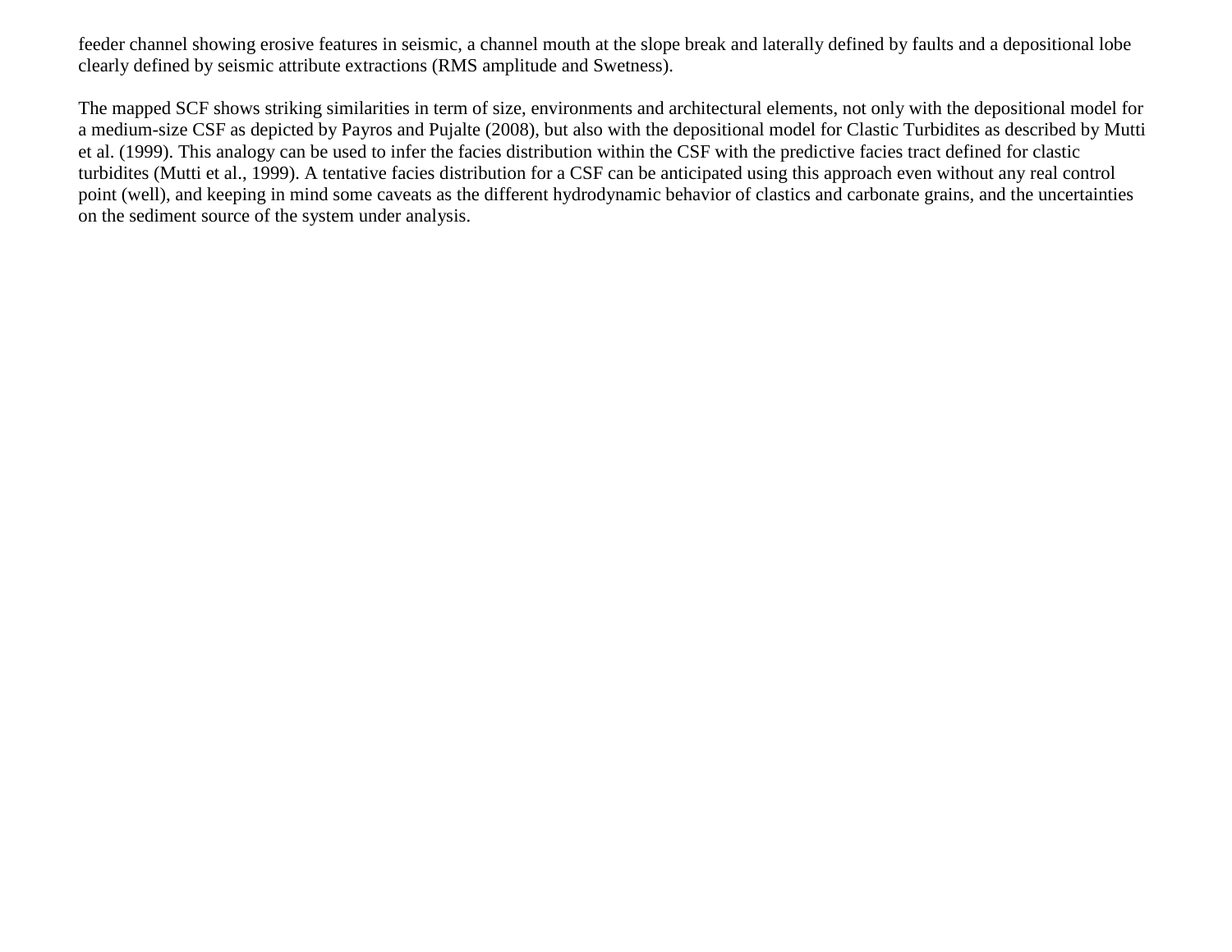feeder channel showing erosive features in seismic, a channel mouth at the slope break and laterally defined by faults and a depositional lobe clearly defined by seismic attribute extractions (RMS amplitude and Swetness).

The mapped SCF shows striking similarities in term of size, environments and architectural elements, not only with the depositional model for a medium-size CSF as depicted by Payros and Pujalte (2008), but also with the depositional model for Clastic Turbidites as described by Mutti et al. (1999). This analogy can be used to infer the facies distribution within the CSF with the predictive facies tract defined for clastic turbidites (Mutti et al., 1999). A tentative facies distribution for a CSF can be anticipated using this approach even without any real control point (well), and keeping in mind some caveats as the different hydrodynamic behavior of clastics and carbonate grains, and the uncertainties on the sediment source of the system under analysis.